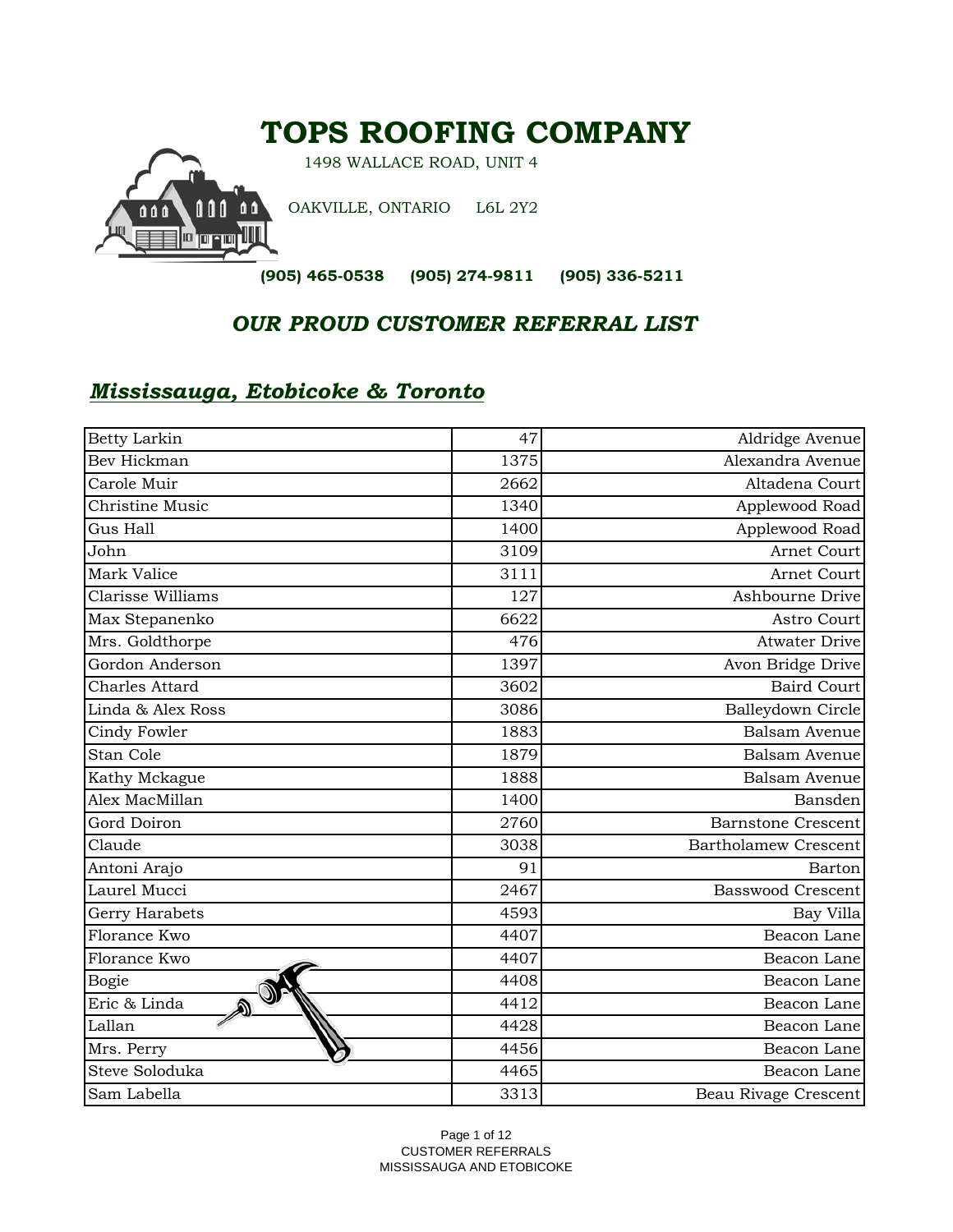# TOPS ROOFING COMPANY

1498 WALLACE ROAD, UNIT 4

OAKVILLE, ONTARIO L6L 2Y2

**(905) 465-0538 (905) 274-9811 (905) 336-5211**

## *OUR PROUD CUSTOMER REFERRAL LIST*

### ***Mississauga, Etobicoke & Toronto***

| | | |
|---|---:|---:|
| Betty Larkin | 47 | Aldridge Avenue |
| Bev Hickman | 1375 | Alexandra Avenue |
| Carole Muir | 2662 | Altadena Court |
| Christine Music | 1340 | Applewood Road |
| Gus Hall | 1400 | Applewood Road |
| John | 3109 | Arnet Court |
| Mark Valice | 3111 | Arnet Court |
| Clarisse Williams | 127 | Ashbourne Drive |
| Max Stepanenko | 6622 | Astro Court |
| Mrs. Goldthorpe | 476 | Atwater Drive |
| Gordon Anderson | 1397 | Avon Bridge Drive |
| Charles Attard | 3602 | Baird Court |
| Linda & Alex Ross | 3086 | Balleydown Circle |
| Cindy Fowler | 1883 | Balsam Avenue |
| Stan Cole | 1879 | Balsam Avenue |
| Kathy Mckague | 1888 | Balsam Avenue |
| Alex MacMillan | 1400 | Bansden |
| Gord Doiron | 2760 | Barnstone Crescent |
| Claude | 3038 | Bartholamew Crescent |
| Antoni Arajo | 91 | Barton |
| Laurel Mucci | 2467 | Basswood Crescent |
| Gerry Harabets | 4593 | Bay Villa |
| Florance Kwo | 4407 | Beacon Lane |
| Florance Kwo | 4407 | Beacon Lane |
| Bogie | 4408 | Beacon Lane |
| Eric & Linda | 4412 | Beacon Lane |
| Lallan | 4428 | Beacon Lane |
| Mrs. Perry | 4456 | Beacon Lane |
| Steve Soloduka | 4465 | Beacon Lane |
| Sam Labella | 3313 | Beau Rivage Crescent |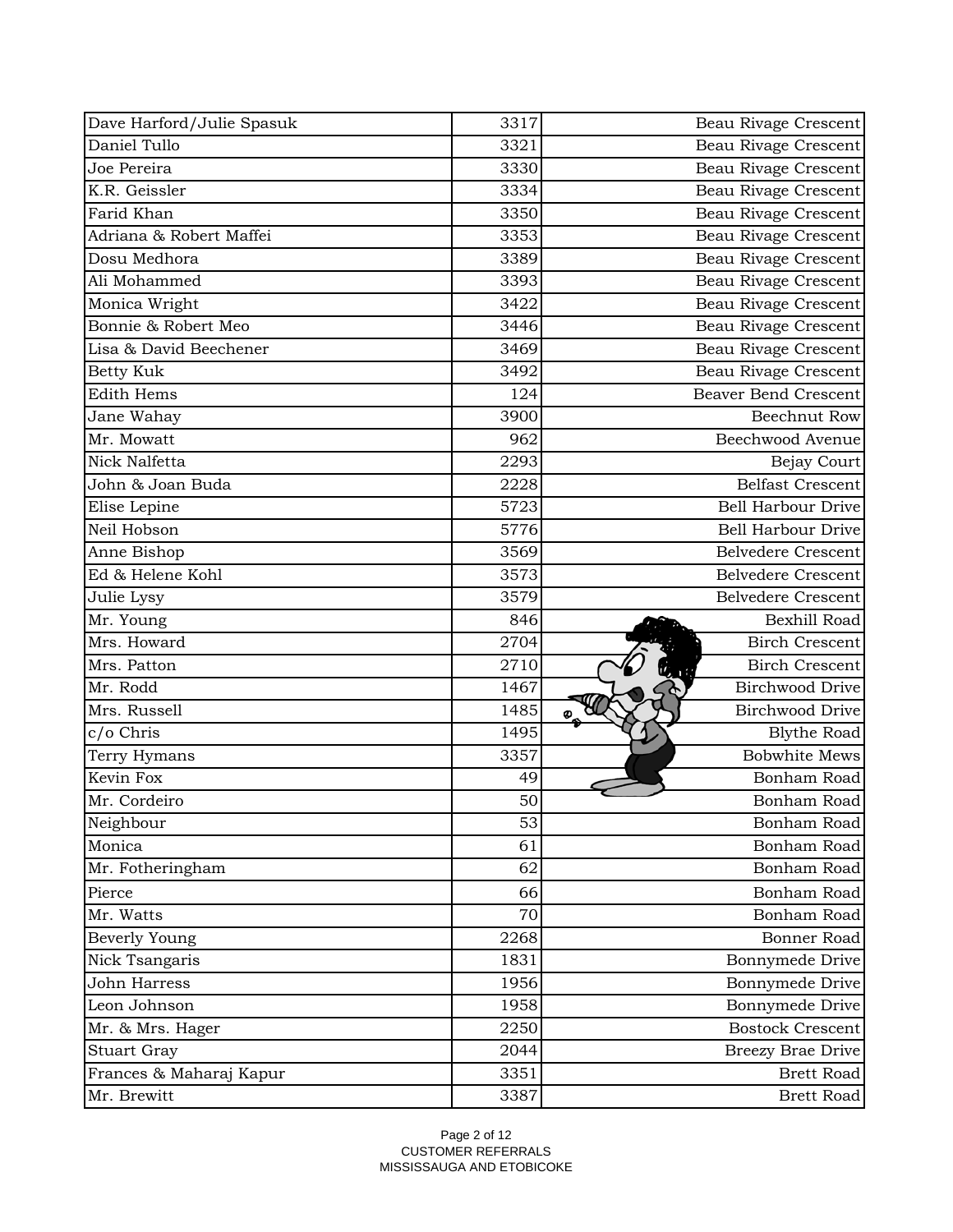| | | |
|---|---|---|
| Dave Harford/Julie Spasuk | 3317 | Beau Rivage Crescent |
| Daniel Tullo | 3321 | Beau Rivage Crescent |
| Joe Pereira | 3330 | Beau Rivage Crescent |
| K.R. Geissler | 3334 | Beau Rivage Crescent |
| Farid Khan | 3350 | Beau Rivage Crescent |
| Adriana & Robert Maffei | 3353 | Beau Rivage Crescent |
| Dosu Medhora | 3389 | Beau Rivage Crescent |
| Ali Mohammed | 3393 | Beau Rivage Crescent |
| Monica Wright | 3422 | Beau Rivage Crescent |
| Bonnie & Robert Meo | 3446 | Beau Rivage Crescent |
| Lisa & David Beechener | 3469 | Beau Rivage Crescent |
| Betty Kuk | 3492 | Beau Rivage Crescent |
| Edith Hems | 124 | Beaver Bend Crescent |
| Jane Wahay | 3900 | Beechnut Row |
| Mr. Mowatt | 962 | Beechwood Avenue |
| Nick Nalfetta | 2293 | Bejay Court |
| John & Joan Buda | 2228 | Belfast Crescent |
| Elise Lepine | 5723 | Bell Harbour Drive |
| Neil Hobson | 5776 | Bell Harbour Drive |
| Anne Bishop | 3569 | Belvedere Crescent |
| Ed & Helene Kohl | 3573 | Belvedere Crescent |
| Julie Lysy | 3579 | Belvedere Crescent |
| Mr. Young | 846 | Bexhill Road |
| Mrs. Howard | 2704 | Birch Crescent |
| Mrs. Patton | 2710 | Birch Crescent |
| Mr. Rodd | 1467 | Birchwood Drive |
| Mrs. Russell | 1485 | Birchwood Drive |
| c/o Chris | 1495 | Blythe Road |
| Terry Hymans | 3357 | Bobwhite Mews |
| Kevin Fox | 49 | Bonham Road |
| Mr. Cordeiro | 50 | Bonham Road |
| Neighbour | 53 | Bonham Road |
| Monica | 61 | Bonham Road |
| Mr. Fotheringham | 62 | Bonham Road |
| Pierce | 66 | Bonham Road |
| Mr. Watts | 70 | Bonham Road |
| Beverly Young | 2268 | Bonner Road |
| Nick Tsangaris | 1831 | Bonnymede Drive |
| John Harress | 1956 | Bonnymede Drive |
| Leon Johnson | 1958 | Bonnymede Drive |
| Mr. & Mrs. Hager | 2250 | Bostock Crescent |
| Stuart Gray | 2044 | Breezy Brae Drive |
| Frances & Maharaj Kapur | 3351 | Brett Road |
| Mr. Brewitt | 3387 | Brett Road |

CUSTOMER REFERRALS
MISSISSAUGA AND ETOBICOKE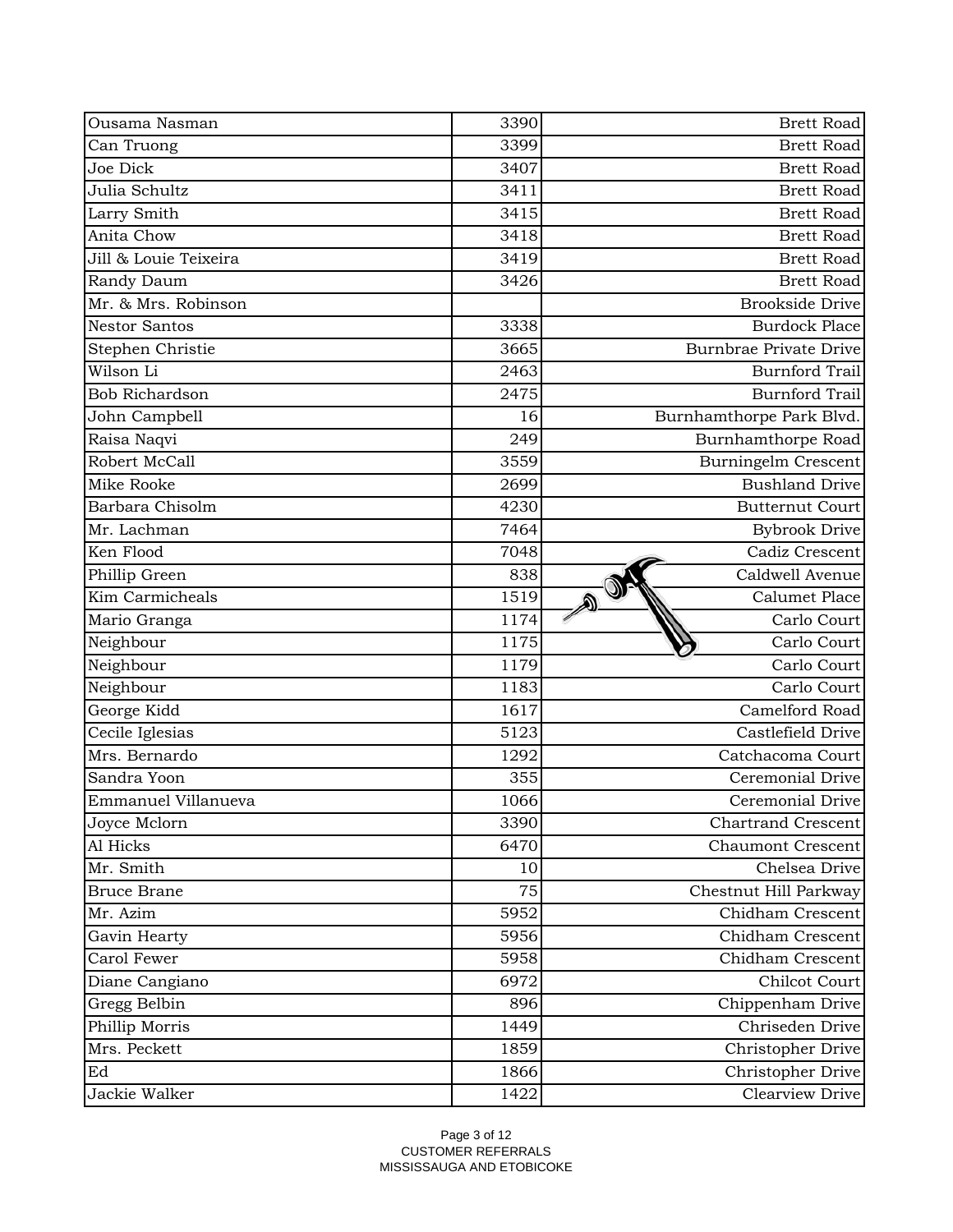| Ousama Nasman | 3390 | Brett Road |
|---|---|---|
| Can Truong | 3399 | Brett Road |
| Joe Dick | 3407 | Brett Road |
| Julia Schultz | 3411 | Brett Road |
| Larry Smith | 3415 | Brett Road |
| Anita Chow | 3418 | Brett Road |
| Jill & Louie Teixeira | 3419 | Brett Road |
| Randy Daum | 3426 | Brett Road |
| Mr. & Mrs. Robinson | | Brookside Drive |
| Nestor Santos | 3338 | Burdock Place |
| Stephen Christie | 3665 | Burnbrae Private Drive |
| Wilson Li | 2463 | Burnford Trail |
| Bob Richardson | 2475 | Burnford Trail |
| John Campbell | 16 | Burnhamthorpe Park Blvd. |
| Raisa Naqvi | 249 | Burnhamthorpe Road |
| Robert McCall | 3559 | Burningelm Crescent |
| Mike Rooke | 2699 | Bushland Drive |
| Barbara Chisolm | 4230 | Butternut Court |
| Mr. Lachman | 7464 | Bybrook Drive |
| Ken Flood | 7048 | Cadiz Crescent |
| Phillip Green | 838 | Caldwell Avenue |
| Kim Carmicheals | 1519 | Calumet Place |
| Mario Granga | 1174 | Carlo Court |
| Neighbour | 1175 | Carlo Court |
| Neighbour | 1179 | Carlo Court |
| Neighbour | 1183 | Carlo Court |
| George Kidd | 1617 | Camelford Road |
| Cecile Iglesias | 5123 | Castlefield Drive |
| Mrs. Bernardo | 1292 | Catchacoma Court |
| Sandra Yoon | 355 | Ceremonial Drive |
| Emmanuel Villanueva | 1066 | Ceremonial Drive |
| Joyce Mclorn | 3390 | Chartrand Crescent |
| Al Hicks | 6470 | Chaumont Crescent |
| Mr. Smith | 10 | Chelsea Drive |
| Bruce Brane | 75 | Chestnut Hill Parkway |
| Mr. Azim | 5952 | Chidham Crescent |
| Gavin Hearty | 5956 | Chidham Crescent |
| Carol Fewer | 5958 | Chidham Crescent |
| Diane Cangiano | 6972 | Chilcot Court |
| Gregg Belbin | 896 | Chippenham Drive |
| Phillip Morris | 1449 | Chriseden Drive |
| Mrs. Peckett | 1859 | Christopher Drive |
| Ed | 1866 | Christopher Drive |
| Jackie Walker | 1422 | Clearview Drive |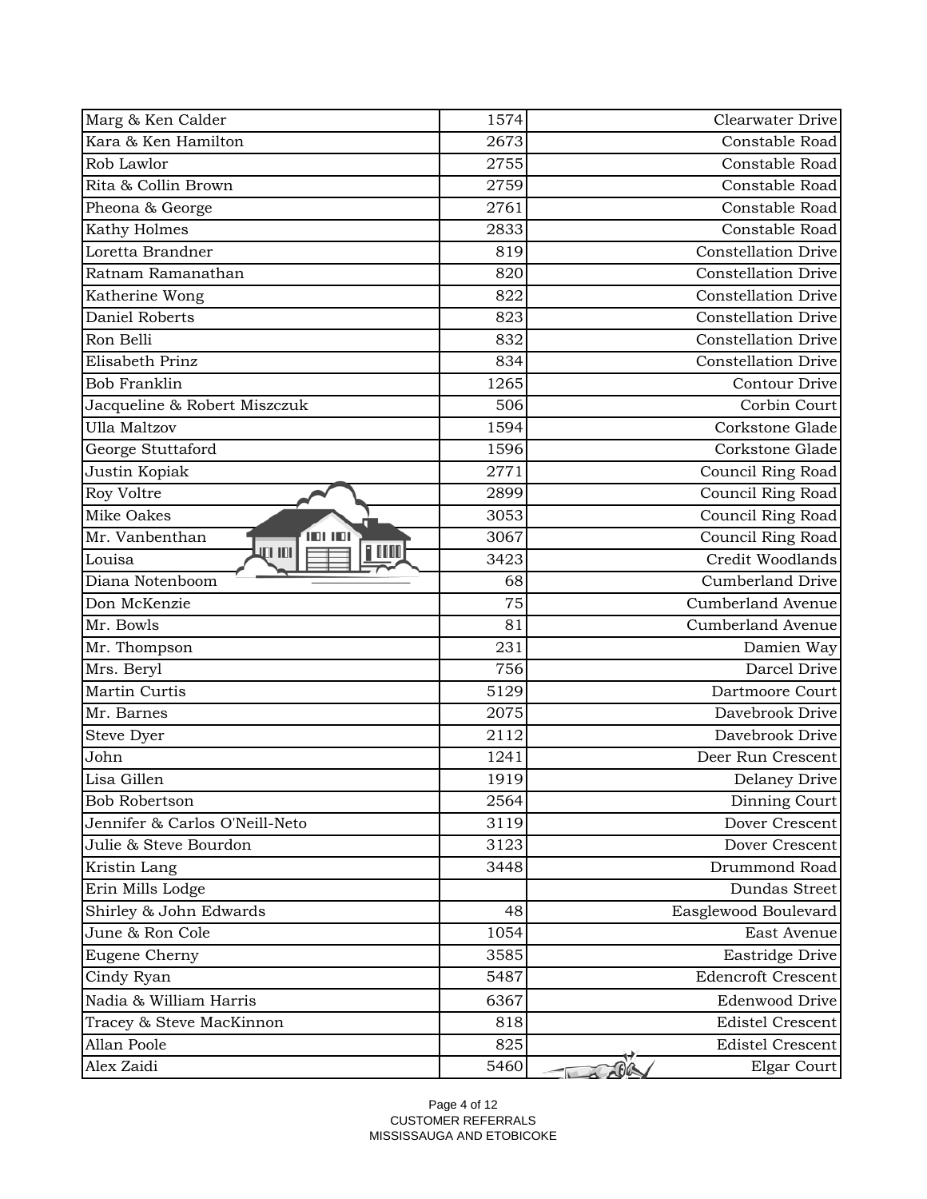| | | |
|---|---|---|
| Marg & Ken Calder | 1574 | Clearwater Drive |
| Kara & Ken Hamilton | 2673 | Constable Road |
| Rob Lawlor | 2755 | Constable Road |
| Rita & Collin Brown | 2759 | Constable Road |
| Pheona & George | 2761 | Constable Road |
| Kathy Holmes | 2833 | Constable Road |
| Loretta Brandner | 819 | Constellation Drive |
| Ratnam Ramanathan | 820 | Constellation Drive |
| Katherine Wong | 822 | Constellation Drive |
| Daniel Roberts | 823 | Constellation Drive |
| Ron Belli | 832 | Constellation Drive |
| Elisabeth Prinz | 834 | Constellation Drive |
| Bob Franklin | 1265 | Contour Drive |
| Jacqueline & Robert Miszczuk | 506 | Corbin Court |
| Ulla Maltzov | 1594 | Corkstone Glade |
| George Stuttaford | 1596 | Corkstone Glade |
| Justin Kopiak | 2771 | Council Ring Road |
| Roy Voltre | 2899 | Council Ring Road |
| Mike Oakes | 3053 | Council Ring Road |
| Mr. Vanbenthan | 3067 | Council Ring Road |
| Louisa | 3423 | Credit Woodlands |
| Diana Notenboom | 68 | Cumberland Drive |
| Don McKenzie | 75 | Cumberland Avenue |
| Mr. Bowls | 81 | Cumberland Avenue |
| Mr. Thompson | 231 | Damien Way |
| Mrs. Beryl | 756 | Darcel Drive |
| Martin Curtis | 5129 | Dartmoore Court |
| Mr. Barnes | 2075 | Davebrook Drive |
| Steve Dyer | 2112 | Davebrook Drive |
| John | 1241 | Deer Run Crescent |
| Lisa Gillen | 1919 | Delaney Drive |
| Bob Robertson | 2564 | Dinning Court |
| Jennifer & Carlos O'Neill-Neto | 3119 | Dover Crescent |
| Julie & Steve Bourdon | 3123 | Dover Crescent |
| Kristin Lang | 3448 | Drummond Road |
| Erin Mills Lodge | | Dundas Street |
| Shirley & John Edwards | 48 | Easglewood Boulevard |
| June & Ron Cole | 1054 | East Avenue |
| Eugene Cherny | 3585 | Eastridge Drive |
| Cindy Ryan | 5487 | Edencroft Crescent |
| Nadia & William Harris | 6367 | Edenwood Drive |
| Tracey & Steve MacKinnon | 818 | Edistel Crescent |
| Allan Poole | 825 | Edistel Crescent |
| Alex Zaidi | 5460 | Elgar Court |

CUSTOMER REFERRALS
MISSISSAUGA AND ETOBICOKE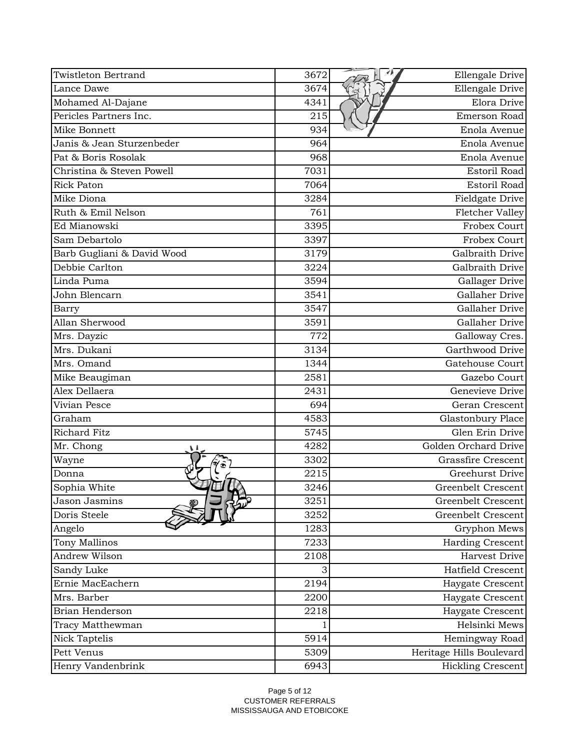| Twistleton Bertrand | 3672 | Ellengale Drive |
|---|---|---|
| Lance Dawe | 3674 | Ellengale Drive |
| Mohamed Al-Dajane | 4341 | Elora Drive |
| Pericles Partners Inc. | 215 | Emerson Road |
| Mike Bonnett | 934 | Enola Avenue |
| Janis & Jean Sturzenbeder | 964 | Enola Avenue |
| Pat & Boris Rosolak | 968 | Enola Avenue |
| Christina & Steven Powell | 7031 | Estoril Road |
| Rick Paton | 7064 | Estoril Road |
| Mike Diona | 3284 | Fieldgate Drive |
| Ruth & Emil Nelson | 761 | Fletcher Valley |
| Ed Mianowski | 3395 | Frobex Court |
| Sam Debartolo | 3397 | Frobex Court |
| Barb Gugliani & David Wood | 3179 | Galbraith Drive |
| Debbie Carlton | 3224 | Galbraith Drive |
| Linda Puma | 3594 | Gallager Drive |
| John Blencarn | 3541 | Gallaher Drive |
| Barry | 3547 | Gallaher Drive |
| Allan Sherwood | 3591 | Gallaher Drive |
| Mrs. Dayzic | 772 | Galloway Cres. |
| Mrs. Dukani | 3134 | Garthwood Drive |
| Mrs. Omand | 1344 | Gatehouse Court |
| Mike Beaugiman | 2581 | Gazebo Court |
| Alex Dellaera | 2431 | Genevieve Drive |
| Vivian Pesce | 694 | Geran Crescent |
| Graham | 4583 | Glastonbury Place |
| Richard Fitz | 5745 | Glen Erin Drive |
| Mr. Chong | 4282 | Golden Orchard Drive |
| Wayne | 3302 | Grassfire Crescent |
| Donna | 2215 | Greehurst Drive |
| Sophia White | 3246 | Greenbelt Crescent |
| Jason Jasmins | 3251 | Greenbelt Crescent |
| Doris Steele | 3252 | Greenbelt Crescent |
| Angelo | 1283 | Gryphon Mews |
| Tony Mallinos | 7233 | Harding Crescent |
| Andrew Wilson | 2108 | Harvest Drive |
| Sandy Luke | 3 | Hatfield Crescent |
| Ernie MacEachern | 2194 | Haygate Crescent |
| Mrs. Barber | 2200 | Haygate Crescent |
| Brian Henderson | 2218 | Haygate Crescent |
| Tracy Matthewman | 1 | Helsinki Mews |
| Nick Taptelis | 5914 | Hemingway Road |
| Pett Venus | 5309 | Heritage Hills Boulevard |
| Henry Vandenbrink | 6943 | Hickling Crescent |

CUSTOMER REFERRALS
MISSISSAUGA AND ETOBICOKE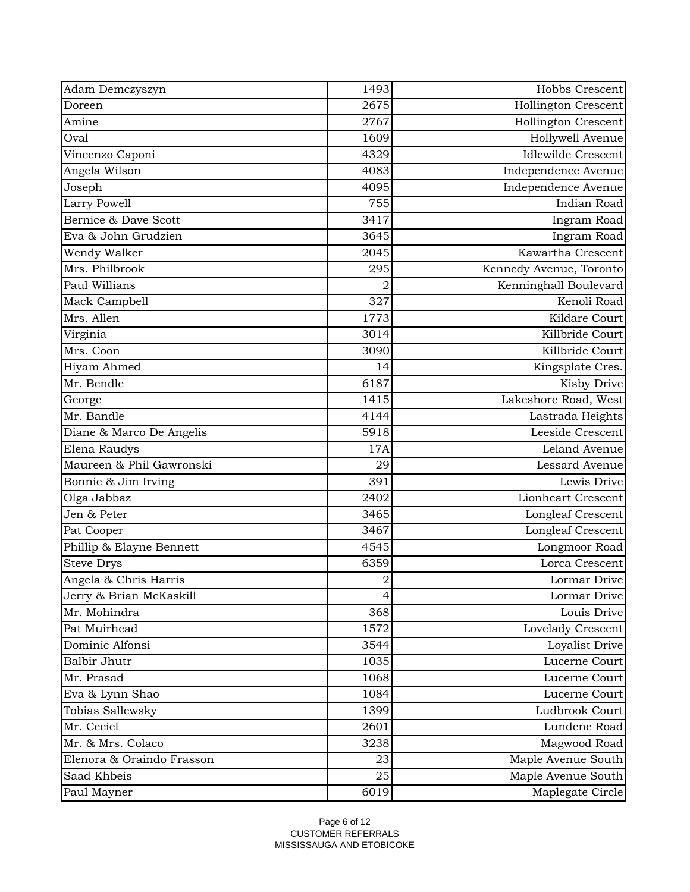| | | |
|---|---|---|
| Adam Demczyszyn | 1493 | Hobbs Crescent |
| Doreen | 2675 | Hollington Crescent |
| Amine | 2767 | Hollington Crescent |
| Oval | 1609 | Hollywell Avenue |
| Vincenzo Caponi | 4329 | Idlewilde Crescent |
| Angela Wilson | 4083 | Independence Avenue |
| Joseph | 4095 | Independence Avenue |
| Larry Powell | 755 | Indian Road |
| Bernice & Dave Scott | 3417 | Ingram Road |
| Eva & John Grudzien | 3645 | Ingram Road |
| Wendy Walker | 2045 | Kawartha Crescent |
| Mrs. Philbrook | 295 | Kennedy Avenue, Toronto |
| Paul Willians | 2 | Kenninghall Boulevard |
| Mack Campbell | 327 | Kenoli Road |
| Mrs. Allen | 1773 | Kildare Court |
| Virginia | 3014 | Killbride Court |
| Mrs. Coon | 3090 | Killbride Court |
| Hiyam Ahmed | 14 | Kingsplate Cres. |
| Mr. Bendle | 6187 | Kisby Drive |
| George | 1415 | Lakeshore Road, West |
| Mr. Bandle | 4144 | Lastrada Heights |
| Diane & Marco De Angelis | 5918 | Leeside Crescent |
| Elena Raudys | 17A | Leland Avenue |
| Maureen & Phil Gawronski | 29 | Lessard Avenue |
| Bonnie & Jim Irving | 391 | Lewis Drive |
| Olga Jabbaz | 2402 | Lionheart Crescent |
| Jen & Peter | 3465 | Longleaf Crescent |
| Pat Cooper | 3467 | Longleaf Crescent |
| Phillip & Elayne Bennett | 4545 | Longmoor Road |
| Steve Drys | 6359 | Lorca Crescent |
| Angela & Chris Harris | 2 | Lormar Drive |
| Jerry & Brian McKaskill | 4 | Lormar Drive |
| Mr. Mohindra | 368 | Louis Drive |
| Pat Muirhead | 1572 | Lovelady Crescent |
| Dominic Alfonsi | 3544 | Loyalist Drive |
| Balbir Jhutr | 1035 | Lucerne Court |
| Mr. Prasad | 1068 | Lucerne Court |
| Eva & Lynn Shao | 1084 | Lucerne Court |
| Tobias Sallewsky | 1399 | Ludbrook Court |
| Mr. Ceciel | 2601 | Lundene Road |
| Mr. & Mrs. Colaco | 3238 | Magwood Road |
| Elenora & Oraindo Frasson | 23 | Maple Avenue South |
| Saad Khbeis | 25 | Maple Avenue South |
| Paul Mayner | 6019 | Maplegate Circle |

CUSTOMER REFERRALS
MISSISSAUGA AND ETOBICOKE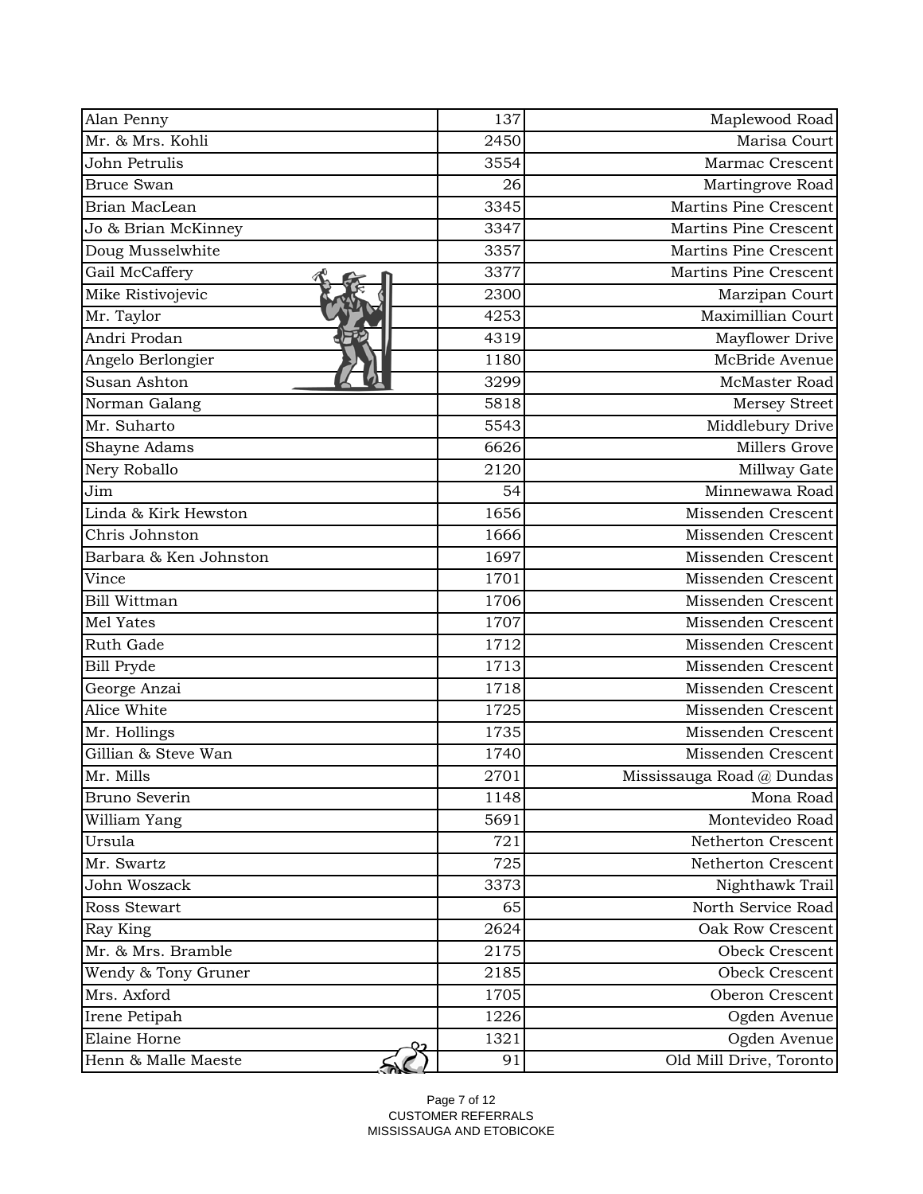| | | |
|---|---|---|
| Alan Penny | 137 | Maplewood Road |
| Mr. & Mrs. Kohli | 2450 | Marisa Court |
| John Petrulis | 3554 | Marmac Crescent |
| Bruce Swan | 26 | Martingrove Road |
| Brian MacLean | 3345 | Martins Pine Crescent |
| Jo & Brian McKinney | 3347 | Martins Pine Crescent |
| Doug Musselwhite | 3357 | Martins Pine Crescent |
| Gail McCaffery | 3377 | Martins Pine Crescent |
| Mike Ristivojevic | 2300 | Marzipan Court |
| Mr. Taylor | 4253 | Maximillian Court |
| Andri Prodan | 4319 | Mayflower Drive |
| Angelo Berlongier | 1180 | McBride Avenue |
| Susan Ashton | 3299 | McMaster Road |
| Norman Galang | 5818 | Mersey Street |
| Mr. Suharto | 5543 | Middlebury Drive |
| Shayne Adams | 6626 | Millers Grove |
| Nery Roballo | 2120 | Millway Gate |
| Jim | 54 | Minnewawa Road |
| Linda & Kirk Hewston | 1656 | Missenden Crescent |
| Chris Johnston | 1666 | Missenden Crescent |
| Barbara & Ken Johnston | 1697 | Missenden Crescent |
| Vince | 1701 | Missenden Crescent |
| Bill Wittman | 1706 | Missenden Crescent |
| Mel Yates | 1707 | Missenden Crescent |
| Ruth Gade | 1712 | Missenden Crescent |
| Bill Pryde | 1713 | Missenden Crescent |
| George Anzai | 1718 | Missenden Crescent |
| Alice White | 1725 | Missenden Crescent |
| Mr. Hollings | 1735 | Missenden Crescent |
| Gillian & Steve Wan | 1740 | Missenden Crescent |
| Mr. Mills | 2701 | Mississauga Road @ Dundas |
| Bruno Severin | 1148 | Mona Road |
| William Yang | 5691 | Montevideo Road |
| Ursula | 721 | Netherton Crescent |
| Mr. Swartz | 725 | Netherton Crescent |
| John Woszack | 3373 | Nighthawk Trail |
| Ross Stewart | 65 | North Service Road |
| Ray King | 2624 | Oak Row Crescent |
| Mr. & Mrs. Bramble | 2175 | Obeck Crescent |
| Wendy & Tony Gruner | 2185 | Obeck Crescent |
| Mrs. Axford | 1705 | Oberon Crescent |
| Irene Petipah | 1226 | Ogden Avenue |
| Elaine Horne | 1321 | Ogden Avenue |
| Henn & Malle Maeste | 91 | Old Mill Drive, Toronto |

CUSTOMER REFERRALS
MISSISSAUGA AND ETOBICOKE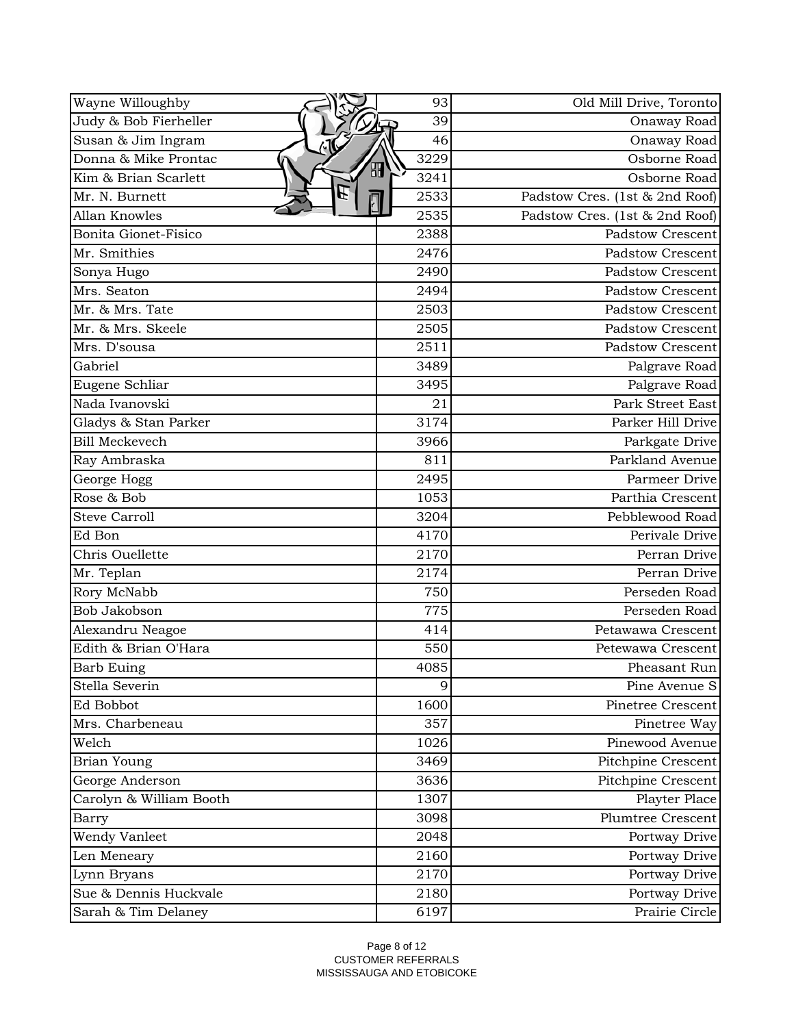| | | |
|---|---|---|
| Wayne Willoughby | 93 | Old Mill Drive, Toronto |
| Judy & Bob Fierheller | 39 | Onaway Road |
| Susan & Jim Ingram | 46 | Onaway Road |
| Donna & Mike Prontac | 3229 | Osborne Road |
| Kim & Brian Scarlett | 3241 | Osborne Road |
| Mr. N. Burnett | 2533 | Padstow Cres. (1st & 2nd Roof) |
| Allan Knowles | 2535 | Padstow Cres. (1st & 2nd Roof) |
| Bonita Gionet-Fisico | 2388 | Padstow Crescent |
| Mr. Smithies | 2476 | Padstow Crescent |
| Sonya Hugo | 2490 | Padstow Crescent |
| Mrs. Seaton | 2494 | Padstow Crescent |
| Mr. & Mrs. Tate | 2503 | Padstow Crescent |
| Mr. & Mrs. Skeele | 2505 | Padstow Crescent |
| Mrs. D'sousa | 2511 | Padstow Crescent |
| Gabriel | 3489 | Palgrave Road |
| Eugene Schliar | 3495 | Palgrave Road |
| Nada Ivanovski | 21 | Park Street East |
| Gladys & Stan Parker | 3174 | Parker Hill Drive |
| Bill Meckevech | 3966 | Parkgate Drive |
| Ray Ambraska | 811 | Parkland Avenue |
| George Hogg | 2495 | Parmeer Drive |
| Rose & Bob | 1053 | Parthia Crescent |
| Steve Carroll | 3204 | Pebblewood Road |
| Ed Bon | 4170 | Perivale Drive |
| Chris Ouellette | 2170 | Perran Drive |
| Mr. Teplan | 2174 | Perran Drive |
| Rory McNabb | 750 | Perseden Road |
| Bob Jakobson | 775 | Perseden Road |
| Alexandru Neagoe | 414 | Petawawa Crescent |
| Edith & Brian O'Hara | 550 | Petewawa Crescent |
| Barb Euing | 4085 | Pheasant Run |
| Stella Severin | 9 | Pine Avenue S |
| Ed Bobbot | 1600 | Pinetree Crescent |
| Mrs. Charbeneau | 357 | Pinetree Way |
| Welch | 1026 | Pinewood Avenue |
| Brian Young | 3469 | Pitchpine Crescent |
| George Anderson | 3636 | Pitchpine Crescent |
| Carolyn & William Booth | 1307 | Playter Place |
| Barry | 3098 | Plumtree Crescent |
| Wendy Vanleet | 2048 | Portway Drive |
| Len Meneary | 2160 | Portway Drive |
| Lynn Bryans | 2170 | Portway Drive |
| Sue & Dennis Huckvale | 2180 | Portway Drive |
| Sarah & Tim Delaney | 6197 | Prairie Circle |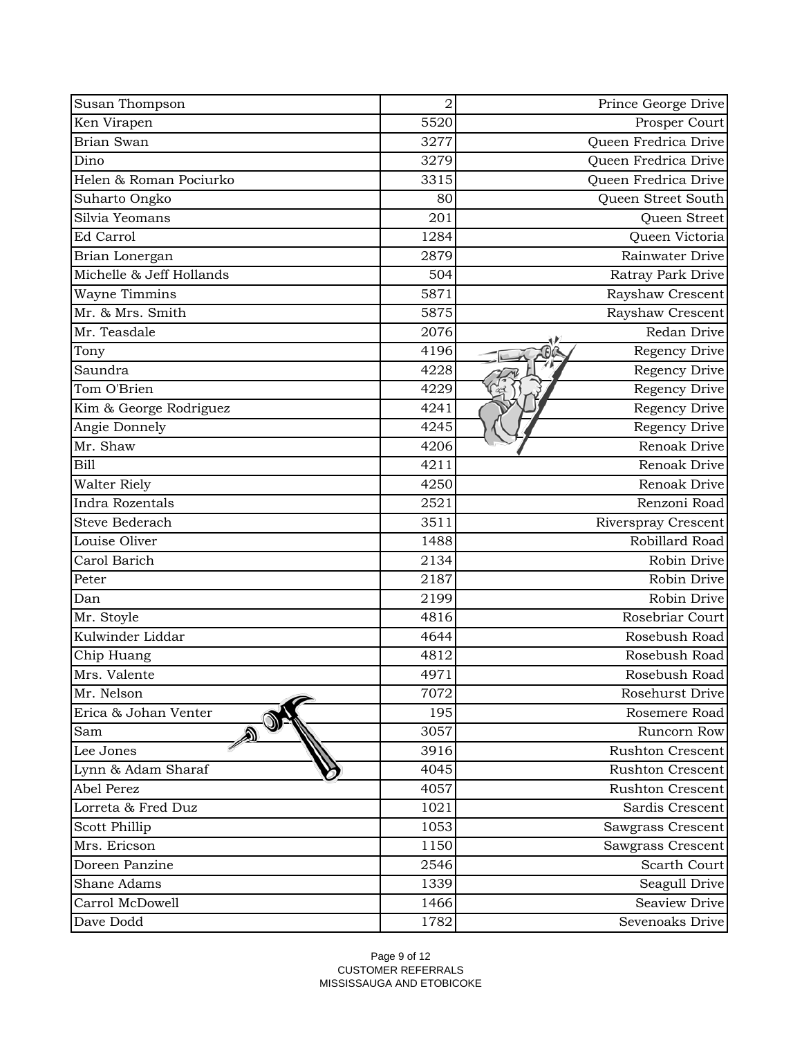| | | |
|---|---|---|
| Susan Thompson | 2 | Prince George Drive |
| Ken Virapen | 5520 | Prosper Court |
| Brian Swan | 3277 | Queen Fredrica Drive |
| Dino | 3279 | Queen Fredrica Drive |
| Helen & Roman Pociurko | 3315 | Queen Fredrica Drive |
| Suharto Ongko | 80 | Queen Street South |
| Silvia Yeomans | 201 | Queen Street |
| Ed Carrol | 1284 | Queen Victoria |
| Brian Lonergan | 2879 | Rainwater Drive |
| Michelle & Jeff Hollands | 504 | Ratray Park Drive |
| Wayne Timmins | 5871 | Rayshaw Crescent |
| Mr. & Mrs. Smith | 5875 | Rayshaw Crescent |
| Mr. Teasdale | 2076 | Redan Drive |
| Tony | 4196 | Regency Drive |
| Saundra | 4228 | Regency Drive |
| Tom O'Brien | 4229 | Regency Drive |
| Kim & George Rodriguez | 4241 | Regency Drive |
| Angie Donnely | 4245 | Regency Drive |
| Mr. Shaw | 4206 | Renoak Drive |
| Bill | 4211 | Renoak Drive |
| Walter Riely | 4250 | Renoak Drive |
| Indra Rozentals | 2521 | Renzoni Road |
| Steve Bederach | 3511 | Riverspray Crescent |
| Louise Oliver | 1488 | Robillard Road |
| Carol Barich | 2134 | Robin Drive |
| Peter | 2187 | Robin Drive |
| Dan | 2199 | Robin Drive |
| Mr. Stoyle | 4816 | Rosebriar Court |
| Kulwinder Liddar | 4644 | Rosebush Road |
| Chip Huang | 4812 | Rosebush Road |
| Mrs. Valente | 4971 | Rosebush Road |
| Mr. Nelson | 7072 | Rosehurst Drive |
| Erica & Johan Venter | 195 | Rosemere Road |
| Sam | 3057 | Runcorn Row |
| Lee Jones | 3916 | Rushton Crescent |
| Lynn & Adam Sharaf | 4045 | Rushton Crescent |
| Abel Perez | 4057 | Rushton Crescent |
| Lorreta & Fred Duz | 1021 | Sardis Crescent |
| Scott Phillip | 1053 | Sawgrass Crescent |
| Mrs. Ericson | 1150 | Sawgrass Crescent |
| Doreen Panzine | 2546 | Scarth Court |
| Shane Adams | 1339 | Seagull Drive |
| Carrol McDowell | 1466 | Seaview Drive |
| Dave Dodd | 1782 | Sevenoaks Drive |

CUSTOMER REFERRALS
MISSISSAUGA AND ETOBICOKE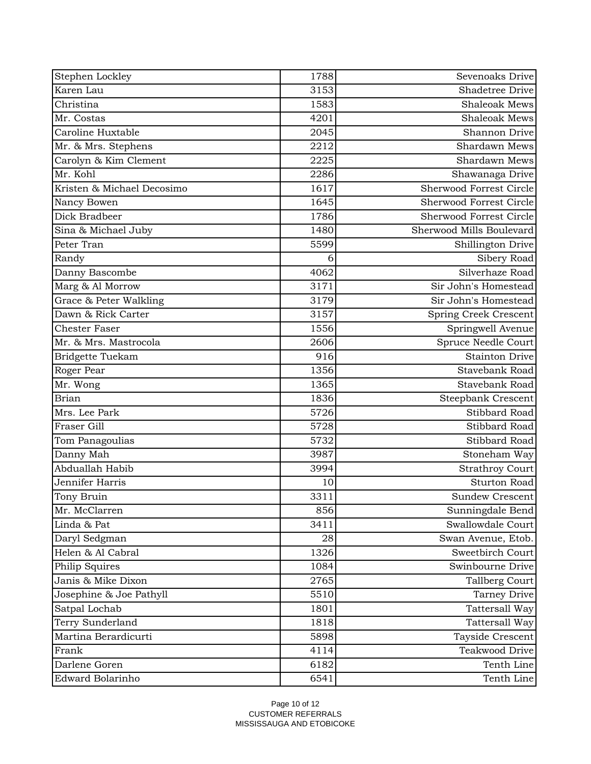| Stephen Lockley | 1788 | Sevenoaks Drive |
| --- | --- | --- |
| Karen Lau | 3153 | Shadetree Drive |
| Christina | 1583 | Shaleoak Mews |
| Mr. Costas | 4201 | Shaleoak Mews |
| Caroline Huxtable | 2045 | Shannon Drive |
| Mr. & Mrs. Stephens | 2212 | Shardawn Mews |
| Carolyn & Kim Clement | 2225 | Shardawn Mews |
| Mr. Kohl | 2286 | Shawanaga Drive |
| Kristen & Michael Decosimo | 1617 | Sherwood Forrest Circle |
| Nancy Bowen | 1645 | Sherwood Forrest Circle |
| Dick Bradbeer | 1786 | Sherwood Forrest Circle |
| Sina & Michael Juby | 1480 | Sherwood Mills Boulevard |
| Peter Tran | 5599 | Shillington Drive |
| Randy | 6 | Sibery Road |
| Danny Bascombe | 4062 | Silverhaze Road |
| Marg & Al Morrow | 3171 | Sir John's Homestead |
| Grace & Peter Walkling | 3179 | Sir John's Homestead |
| Dawn & Rick Carter | 3157 | Spring Creek Crescent |
| Chester Faser | 1556 | Springwell Avenue |
| Mr. & Mrs. Mastrocola | 2606 | Spruce Needle Court |
| Bridgette Tuekam | 916 | Stainton Drive |
| Roger Pear | 1356 | Stavebank Road |
| Mr. Wong | 1365 | Stavebank Road |
| Brian | 1836 | Steepbank Crescent |
| Mrs. Lee Park | 5726 | Stibbard Road |
| Fraser Gill | 5728 | Stibbard Road |
| Tom Panagoulias | 5732 | Stibbard Road |
| Danny Mah | 3987 | Stoneham Way |
| Abduallah Habib | 3994 | Strathroy Court |
| Jennifer Harris | 10 | Sturton Road |
| Tony Bruin | 3311 | Sundew Crescent |
| Mr. McClarren | 856 | Sunningdale Bend |
| Linda & Pat | 3411 | Swallowdale Court |
| Daryl Sedgman | 28 | Swan Avenue, Etob. |
| Helen & Al Cabral | 1326 | Sweetbirch Court |
| Philip Squires | 1084 | Swinbourne Drive |
| Janis & Mike Dixon | 2765 | Tallberg Court |
| Josephine & Joe Pathyll | 5510 | Tarney Drive |
| Satpal Lochab | 1801 | Tattersall Way |
| Terry Sunderland | 1818 | Tattersall Way |
| Martina Berardicurti | 5898 | Tayside Crescent |
| Frank | 4114 | Teakwood Drive |
| Darlene Goren | 6182 | Tenth Line |
| Edward Bolarinho | 6541 | Tenth Line |

CUSTOMER REFERRALS
MISSISSAUGA AND ETOBICOKE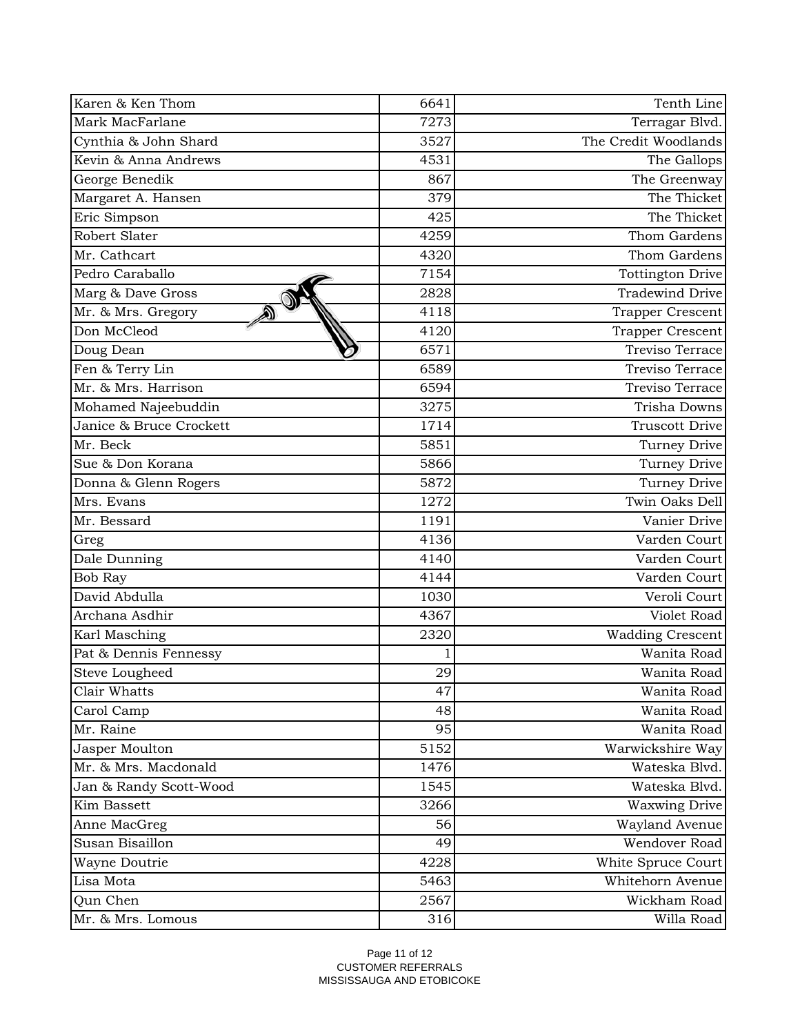| | | |
|---|---|---|
| Karen & Ken Thom | 6641 | Tenth Line |
| Mark MacFarlane | 7273 | Terragar Blvd. |
| Cynthia & John Shard | 3527 | The Credit Woodlands |
| Kevin & Anna Andrews | 4531 | The Gallops |
| George Benedik | 867 | The Greenway |
| Margaret A. Hansen | 379 | The Thicket |
| Eric Simpson | 425 | The Thicket |
| Robert Slater | 4259 | Thom Gardens |
| Mr. Cathcart | 4320 | Thom Gardens |
| Pedro Caraballo | 7154 | Tottington Drive |
| Marg & Dave Gross | 2828 | Tradewind Drive |
| Mr. & Mrs. Gregory | 4118 | Trapper Crescent |
| Don McCleod | 4120 | Trapper Crescent |
| Doug Dean | 6571 | Treviso Terrace |
| Fen & Terry Lin | 6589 | Treviso Terrace |
| Mr. & Mrs. Harrison | 6594 | Treviso Terrace |
| Mohamed Najeebuddin | 3275 | Trisha Downs |
| Janice & Bruce Crockett | 1714 | Truscott Drive |
| Mr. Beck | 5851 | Turney Drive |
| Sue & Don Korana | 5866 | Turney Drive |
| Donna & Glenn Rogers | 5872 | Turney Drive |
| Mrs. Evans | 1272 | Twin Oaks Dell |
| Mr. Bessard | 1191 | Vanier Drive |
| Greg | 4136 | Varden Court |
| Dale Dunning | 4140 | Varden Court |
| Bob Ray | 4144 | Varden Court |
| David Abdulla | 1030 | Veroli Court |
| Archana Asdhir | 4367 | Violet Road |
| Karl Masching | 2320 | Wadding Crescent |
| Pat & Dennis Fennessy | 1 | Wanita Road |
| Steve Lougheed | 29 | Wanita Road |
| Clair Whatts | 47 | Wanita Road |
| Carol Camp | 48 | Wanita Road |
| Mr. Raine | 95 | Wanita Road |
| Jasper Moulton | 5152 | Warwickshire Way |
| Mr. & Mrs. Macdonald | 1476 | Wateska Blvd. |
| Jan & Randy Scott-Wood | 1545 | Wateska Blvd. |
| Kim Bassett | 3266 | Waxwing Drive |
| Anne MacGreg | 56 | Wayland Avenue |
| Susan Bisaillon | 49 | Wendover Road |
| Wayne Doutrie | 4228 | White Spruce Court |
| Lisa Mota | 5463 | Whitehorn Avenue |
| Qun Chen | 2567 | Wickham Road |
| Mr. & Mrs. Lomous | 316 | Willa Road |

CUSTOMER REFERRALS
MISSISSAUGA AND ETOBICOKE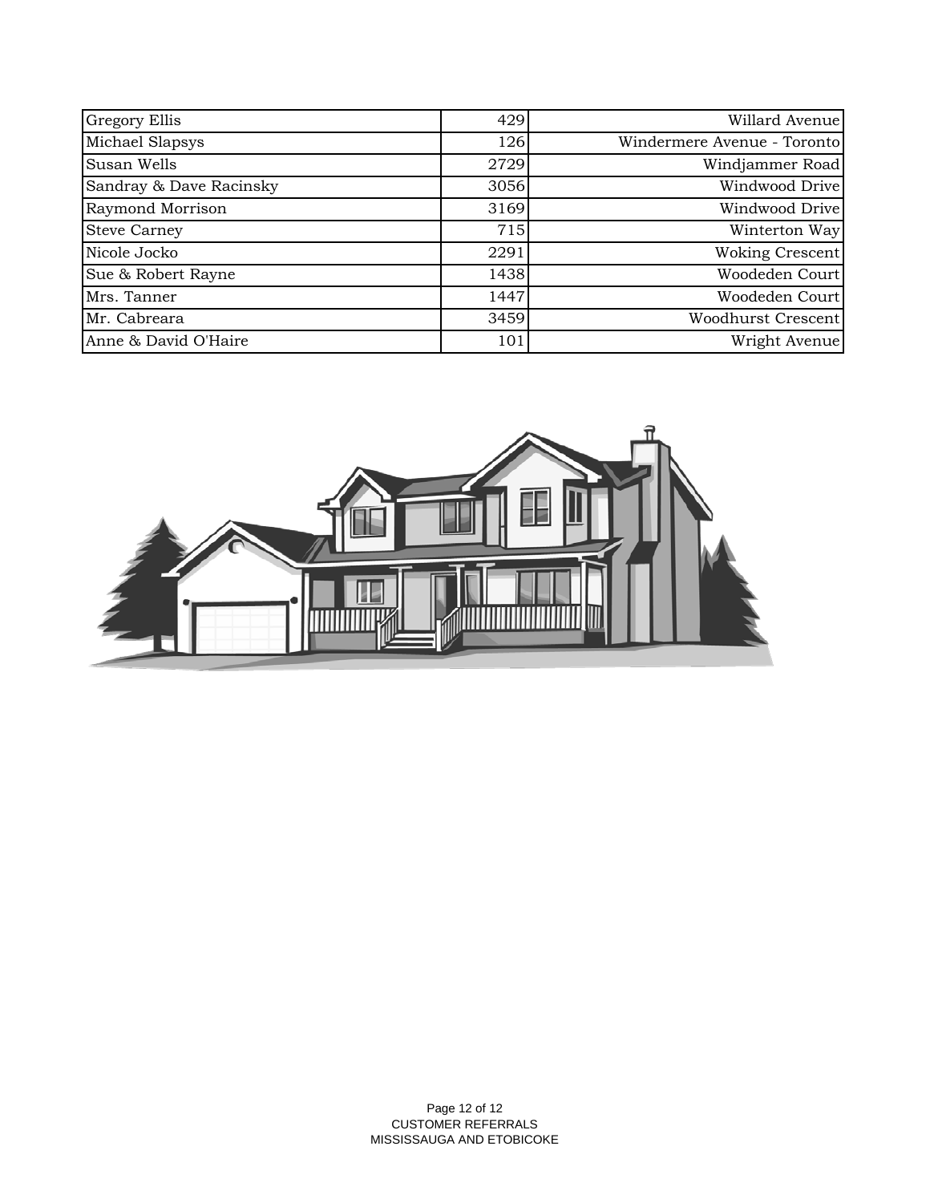| | | |
|---|---|---|
| Gregory Ellis | 429 | Willard Avenue |
| Michael Slapsys | 126 | Windermere Avenue - Toronto |
| Susan Wells | 2729 | Windjammer Road |
| Sandray & Dave Racinsky | 3056 | Windwood Drive |
| Raymond Morrison | 3169 | Windwood Drive |
| Steve Carney | 715 | Winterton Way |
| Nicole Jocko | 2291 | Woking Crescent |
| Sue & Robert Rayne | 1438 | Woodeden Court |
| Mrs. Tanner | 1447 | Woodeden Court |
| Mr. Cabreara | 3459 | Woodhurst Crescent |
| Anne & David O'Haire | 101 | Wright Avenue |